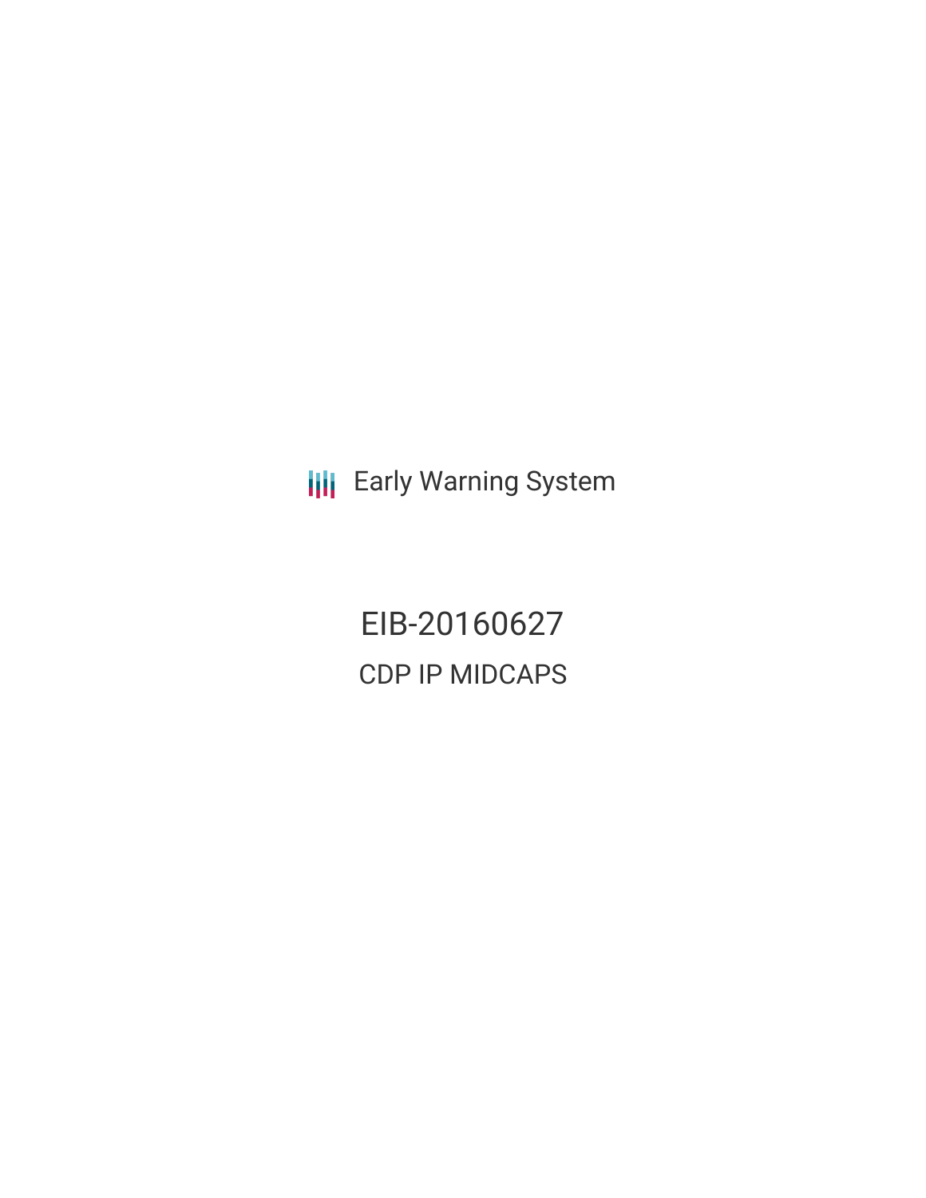Early Warning System

# EIB-20160627

## CDP IP MIDCAPS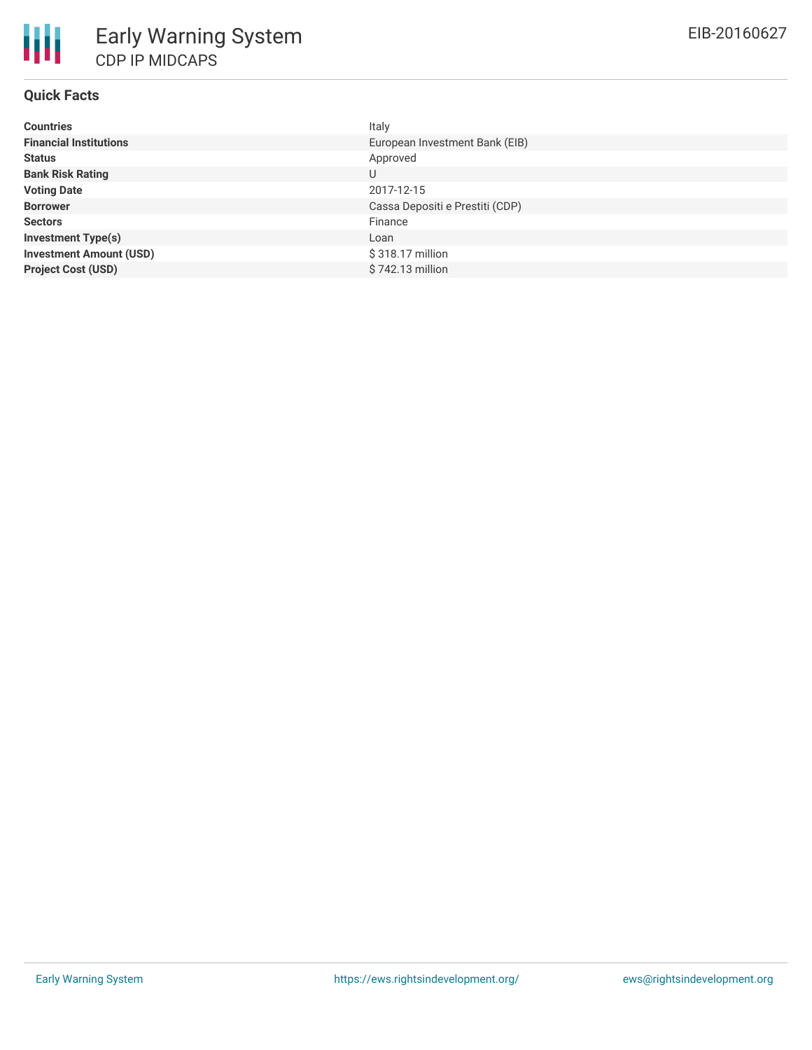# Early Warning System

## CDP IP MIDCAPS

EIB-20160627

### Quick Facts

| | |
|---|---|
| **Countries** | Italy |
| **Financial Institutions** | European Investment Bank (EIB) |
| **Status** | Approved |
| **Bank Risk Rating** | U |
| **Voting Date** | 2017-12-15 |
| **Borrower** | Cassa Depositi e Prestiti (CDP) |
| **Sectors** | Finance |
| **Investment Type(s)** | Loan |
| **Investment Amount (USD)** | $ 318.17 million |
| **Project Cost (USD)** | $ 742.13 million |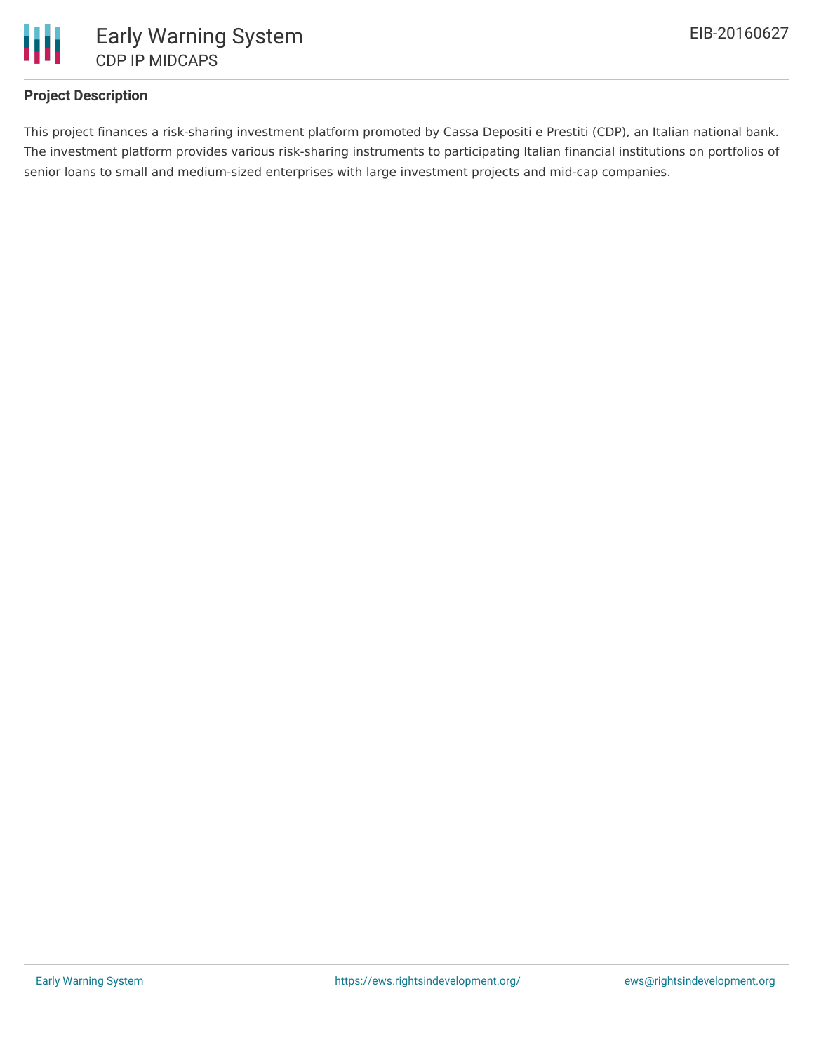**Project Description**

This project finances a risk-sharing investment platform promoted by Cassa Depositi e Prestiti (CDP), an Italian national bank. The investment platform provides various risk-sharing instruments to participating Italian financial institutions on portfolios of senior loans to small and medium-sized enterprises with large investment projects and mid-cap companies.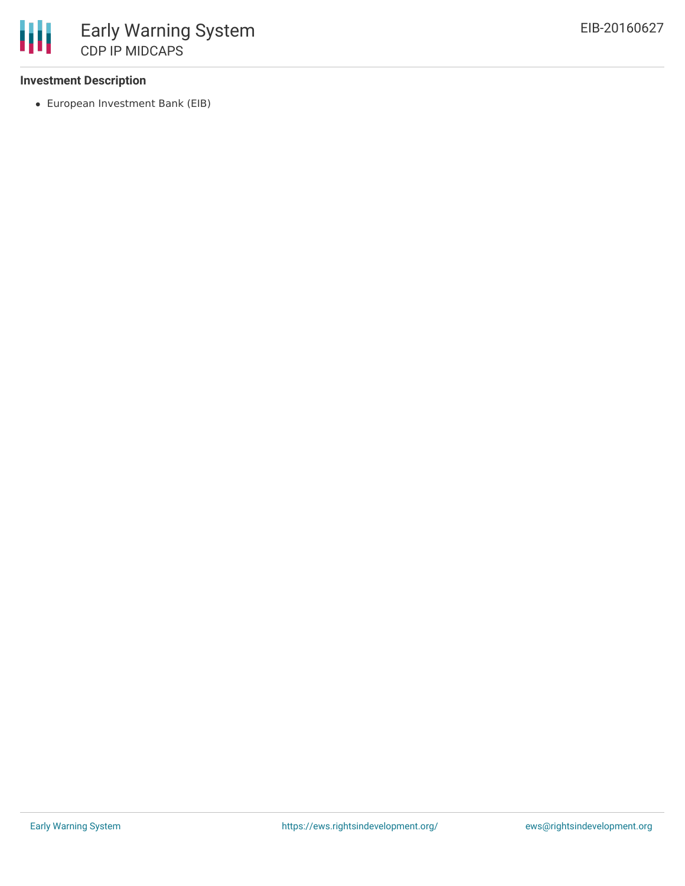### Investment Description

- European Investment Bank (EIB)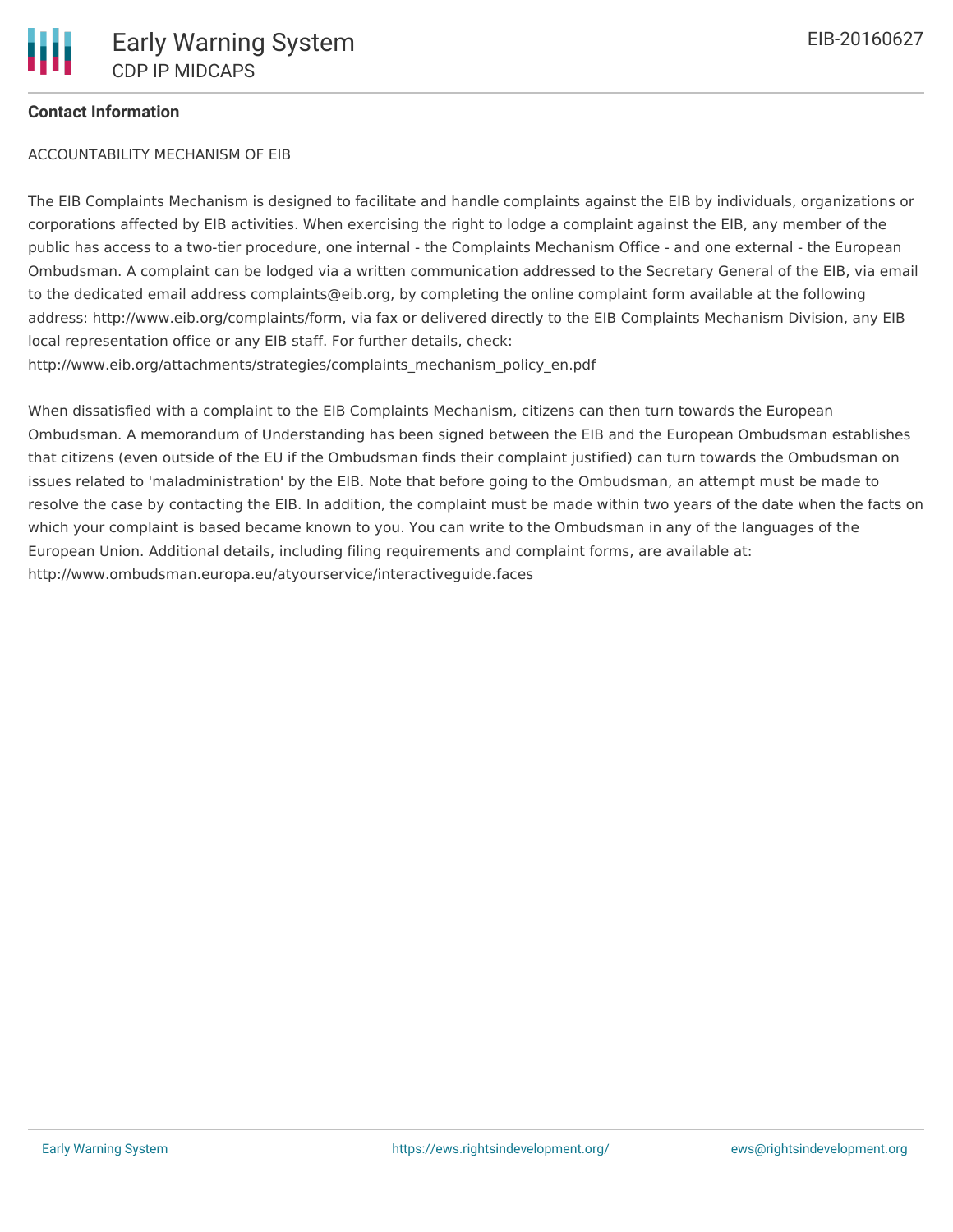**Contact Information**

ACCOUNTABILITY MECHANISM OF EIB

The EIB Complaints Mechanism is designed to facilitate and handle complaints against the EIB by individuals, organizations or corporations affected by EIB activities. When exercising the right to lodge a complaint against the EIB, any member of the public has access to a two-tier procedure, one internal - the Complaints Mechanism Office - and one external - the European Ombudsman. A complaint can be lodged via a written communication addressed to the Secretary General of the EIB, via email to the dedicated email address complaints@eib.org, by completing the online complaint form available at the following address: http://www.eib.org/complaints/form, via fax or delivered directly to the EIB Complaints Mechanism Division, any EIB local representation office or any EIB staff. For further details, check: http://www.eib.org/attachments/strategies/complaints_mechanism_policy_en.pdf

When dissatisfied with a complaint to the EIB Complaints Mechanism, citizens can then turn towards the European Ombudsman. A memorandum of Understanding has been signed between the EIB and the European Ombudsman establishes that citizens (even outside of the EU if the Ombudsman finds their complaint justified) can turn towards the Ombudsman on issues related to 'maladministration' by the EIB. Note that before going to the Ombudsman, an attempt must be made to resolve the case by contacting the EIB. In addition, the complaint must be made within two years of the date when the facts on which your complaint is based became known to you. You can write to the Ombudsman in any of the languages of the European Union. Additional details, including filing requirements and complaint forms, are available at: http://www.ombudsman.europa.eu/atyourservice/interactiveguide.faces